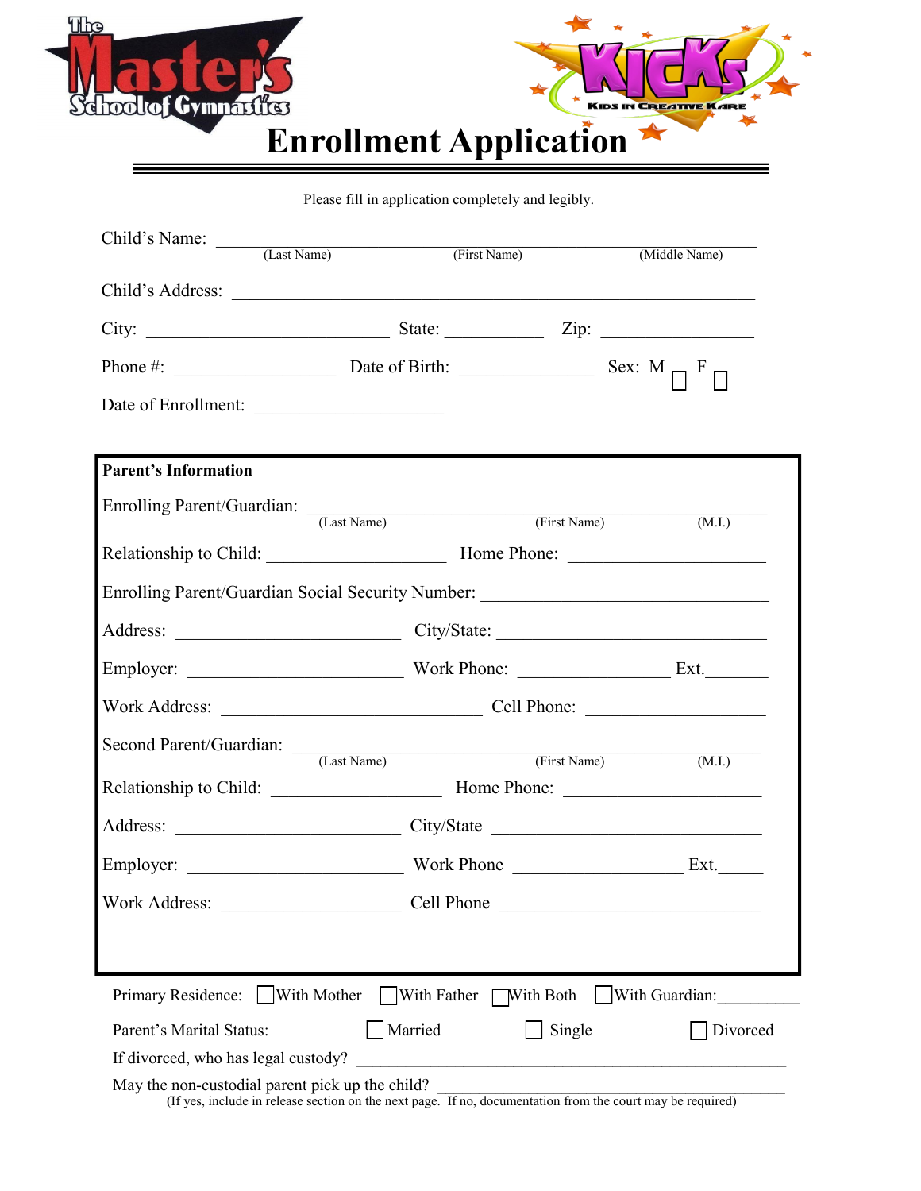The Master's School of Gymnastics

KICKS — Kids in Creative Kare

# Enrollment Application

Please fill in application completely and legibly.

Child's Name: ______________________________________________
(Last Name) (First Name) (Middle Name)

Child's Address: ______________________________________________

City: ____________________ State: __________ Zip: ______________

Phone #: ______________ Date of Birth: ____________ Sex: M ☐ F ☐

Date of Enrollment: __________________

**Parent's Information**

Enrolling Parent/Guardian: ______________________________________
(Last Name) (First Name) (M.I.)

Relationship to Child: ________________ Home Phone: ________________

Enrolling Parent/Guardian Social Security Number: ____________________________

Address: ____________________ City/State: ________________________

Employer: ____________________ Work Phone: ______________ Ext.______

Work Address: ________________________ Cell Phone: ________________

Second Parent/Guardian: ______________________________________
(Last Name) (First Name) (M.I.)

Relationship to Child: ________________ Home Phone: ________________

Address: ____________________ City/State ________________________

Employer: ____________________ Work Phone ______________ Ext.______

Work Address: ________________ Cell Phone ________________________

Primary Residence: ☐ With Mother ☐ With Father ☐ With Both ☐ With Guardian:__________

Parent's Marital Status: ☐ Married ☐ Single ☐ Divorced

If divorced, who has legal custody? ________________________________________________

May the non-custodial parent pick up the child? ______________________________________
(If yes, include in release section on the next page. If no, documentation from the court may be required)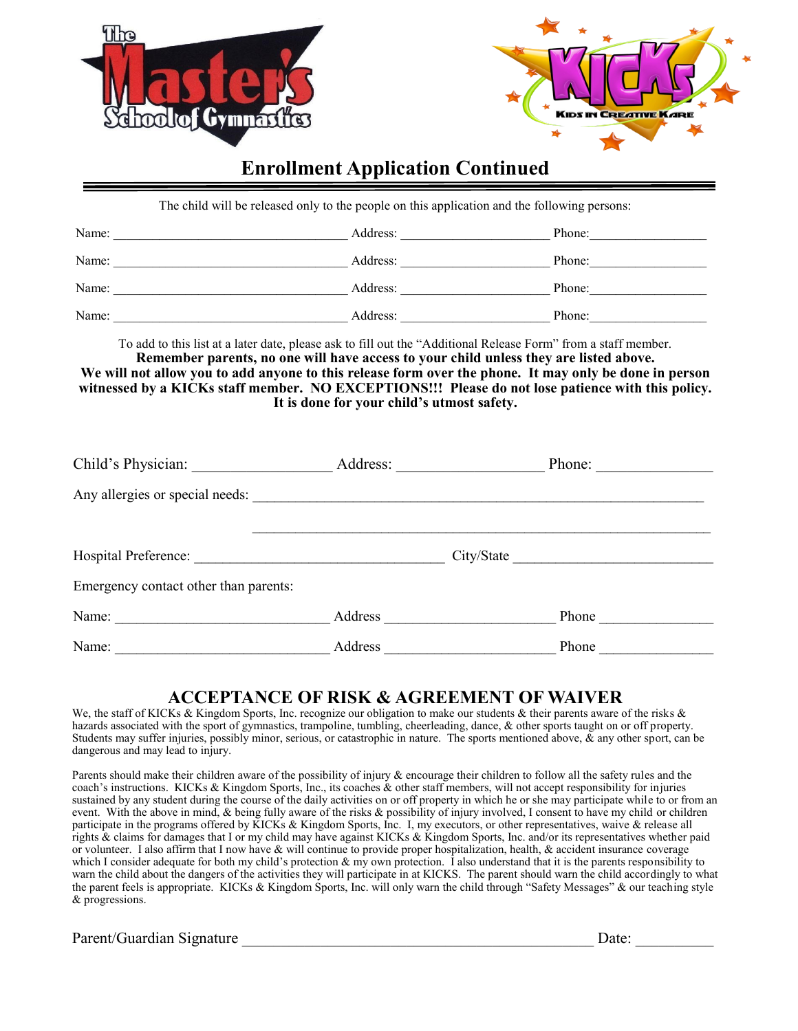The Master's School of Gymnastics

KICKs Kids in Creative Kare

# Enrollment Application Continued

The child will be released only to the people on this application and the following persons:

Name: ___________________________________ Address: ______________________ Phone:_________________

Name: ___________________________________ Address: ______________________ Phone:_________________

Name: ___________________________________ Address: ______________________ Phone:_________________

Name: ___________________________________ Address: ______________________ Phone:_________________

To add to this list at a later date, please ask to fill out the "Additional Release Form" from a staff member.

**Remember parents, no one will have access to your child unless they are listed above.**
**We will not allow you to add anyone to this release form over the phone. It may only be done in person witnessed by a KICKs staff member. NO EXCEPTIONS!!! Please do not lose patience with this policy. It is done for your child's utmost safety.**

Child's Physician: __________________ Address: ___________________ Phone: _______________

Any allergies or special needs: ____________________________________________________________

____________________________________________________________

Hospital Preference: _________________________________ City/State ___________________________

Emergency contact other than parents:

Name: _____________________________ Address _______________________ Phone _______________

Name: _____________________________ Address _______________________ Phone _______________

## ACCEPTANCE OF RISK & AGREEMENT OF WAIVER

We, the staff of KICKs & Kingdom Sports, Inc. recognize our obligation to make our students & their parents aware of the risks & hazards associated with the sport of gymnastics, trampoline, tumbling, cheerleading, dance, & other sports taught on or off property. Students may suffer injuries, possibly minor, serious, or catastrophic in nature. The sports mentioned above, & any other sport, can be dangerous and may lead to injury.

Parents should make their children aware of the possibility of injury & encourage their children to follow all the safety rules and the coach's instructions. KICKs & Kingdom Sports, Inc., its coaches & other staff members, will not accept responsibility for injuries sustained by any student during the course of the daily activities on or off property in which he or she may participate while to or from an event. With the above in mind, & being fully aware of the risks & possibility of injury involved, I consent to have my child or children participate in the programs offered by KICKs & Kingdom Sports, Inc. I, my executors, or other representatives, waive & release all rights & claims for damages that I or my child may have against KICKs & Kingdom Sports, Inc. and/or its representatives whether paid or volunteer. I also affirm that I now have & will continue to provide proper hospitalization, health, & accident insurance coverage which I consider adequate for both my child's protection & my own protection. I also understand that it is the parents responsibility to warn the child about the dangers of the activities they will participate in at KICKS. The parent should warn the child accordingly to what the parent feels is appropriate. KICKs & Kingdom Sports, Inc. will only warn the child through "Safety Messages" & our teaching style & progressions.

Parent/Guardian Signature _______________________________________________ Date: __________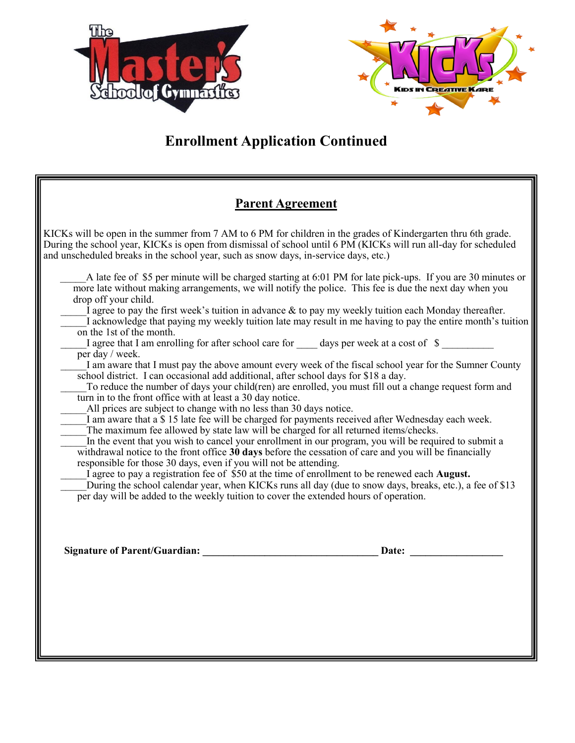# Enrollment Application Continued

## Parent Agreement

KICKs will be open in the summer from 7 AM to 6 PM for children in the grades of Kindergarten thru 6th grade. During the school year, KICKs is open from dismissal of school until 6 PM (KICKs will run all-day for scheduled and unscheduled breaks in the school year, such as snow days, in-service days, etc.)

_____A late fee of $5 per minute will be charged starting at 6:01 PM for late pick-ups. If you are 30 minutes or more late without making arrangements, we will notify the police. This fee is due the next day when you drop off your child.

_____I agree to pay the first week's tuition in advance & to pay my weekly tuition each Monday thereafter.

_____I acknowledge that paying my weekly tuition late may result in me having to pay the entire month's tuition on the 1st of the month.

_____I agree that I am enrolling for after school care for ____ days per week at a cost of $ __________ per day / week.

_____I am aware that I must pay the above amount every week of the fiscal school year for the Sumner County school district. I can occasional add additional, after school days for $18 a day.

_____To reduce the number of days your child(ren) are enrolled, you must fill out a change request form and turn in to the front office with at least a 30 day notice.

_____All prices are subject to change with no less than 30 days notice.

_____I am aware that a $ 15 late fee will be charged for payments received after Wednesday each week.

_____The maximum fee allowed by state law will be charged for all returned items/checks.

_____In the event that you wish to cancel your enrollment in our program, you will be required to submit a withdrawal notice to the front office **30 days** before the cessation of care and you will be financially responsible for those 30 days, even if you will not be attending.

_____I agree to pay a registration fee of $50 at the time of enrollment to be renewed each **August.**

_____During the school calendar year, when KICKs runs all day (due to snow days, breaks, etc.), a fee of $13 per day will be added to the weekly tuition to cover the extended hours of operation.

**Signature of Parent/Guardian:** ___________________________________ **Date:** ___________________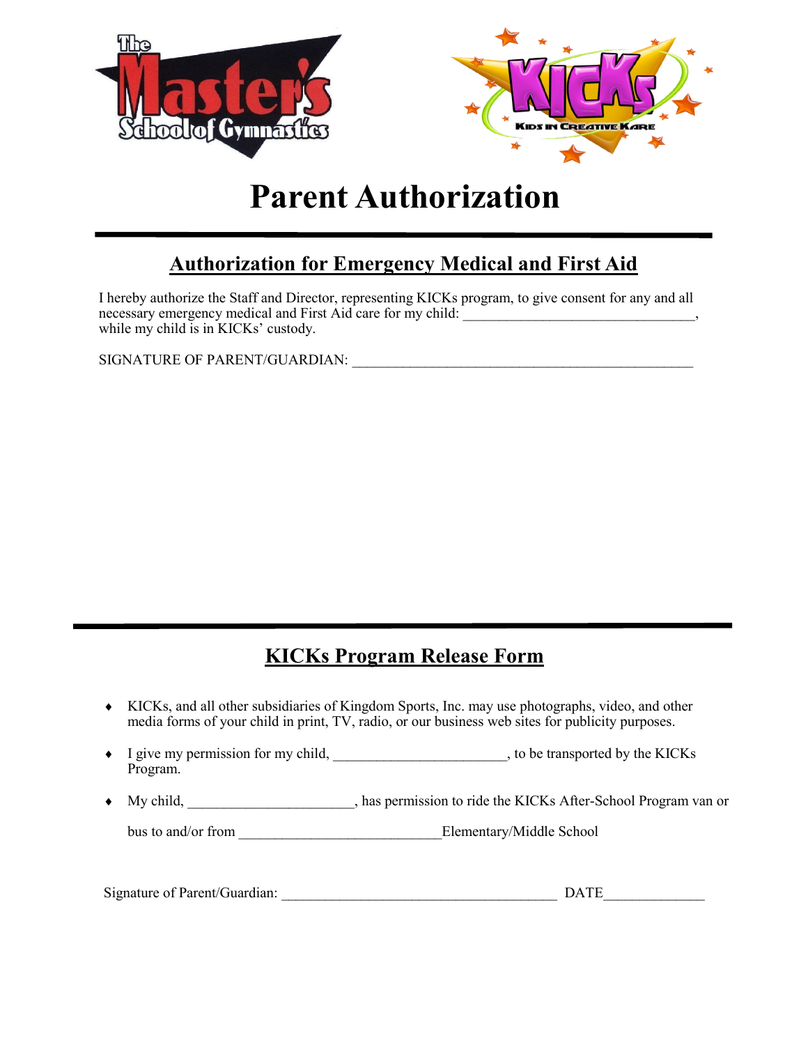# Parent Authorization

## Authorization for Emergency Medical and First Aid

I hereby authorize the Staff and Director, representing KICKs program, to give consent for any and all necessary emergency medical and First Aid care for my child: ________________________________, while my child is in KICKs' custody.

SIGNATURE OF PARENT/GUARDIAN: ________________________________________________

## KICKs Program Release Form

- KICKs, and all other subsidiaries of Kingdom Sports, Inc. may use photographs, video, and other media forms of your child in print, TV, radio, or our business web sites for publicity purposes.
- I give my permission for my child, ________________________, to be transported by the KICKs Program.
- My child, ______________________, has permission to ride the KICKs After-School Program van or bus to and/or from ____________________________Elementary/Middle School

Signature of Parent/Guardian: ______________________________________ DATE_____________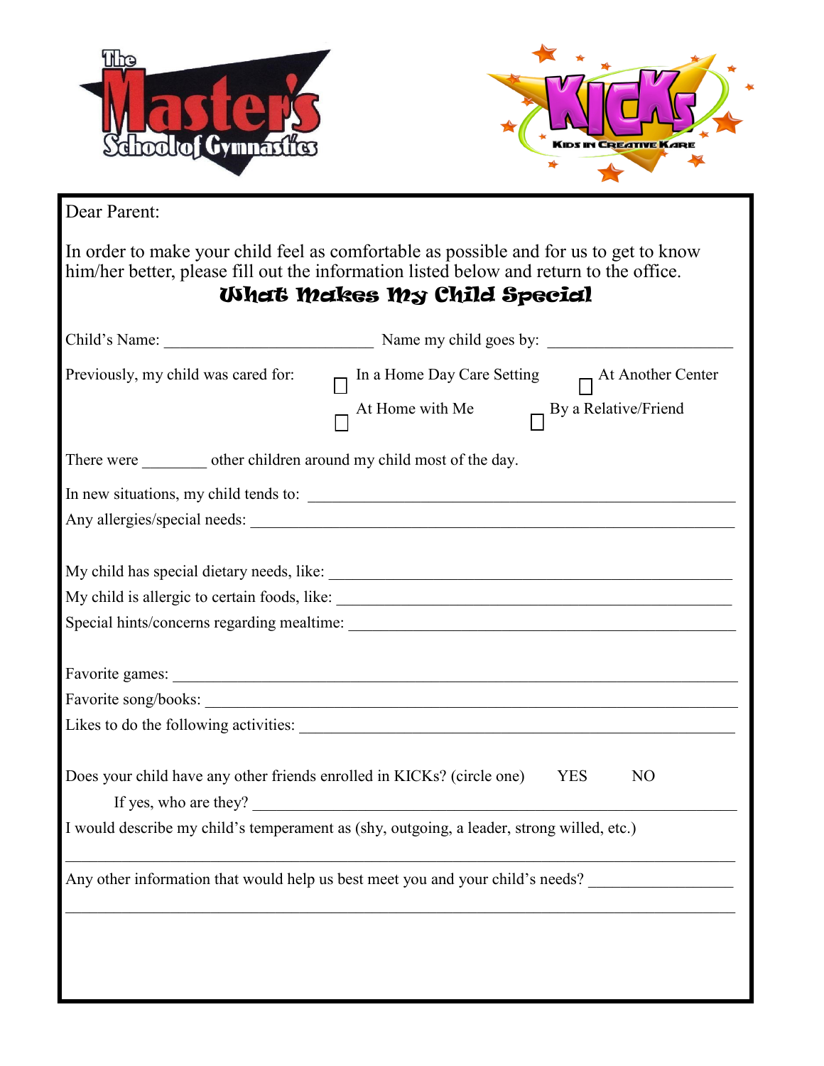Dear Parent:

In order to make your child feel as comfortable as possible and for us to get to know him/her better, please fill out the information listed below and return to the office.

## What Makes My Child Special

Child's Name: __________________________ Name my child goes by: _______________________

Previously, my child was cared for:

- ☐ In a Home Day Care Setting
- ☐ At Another Center
- ☐ At Home with Me
- ☐ By a Relative/Friend

There were ________ other children around my child most of the day.

In new situations, my child tends to: ______________________________________________________

Any allergies/special needs: ____________________________________________________________

My child has special dietary needs, like: ___________________________________________________

My child is allergic to certain foods, like: __________________________________________________

Special hints/concerns regarding mealtime: _________________________________________________

Favorite games: _______________________________________________________________________

Favorite song/books: ___________________________________________________________________

Likes to do the following activities: ______________________________________________________

Does your child have any other friends enrolled in KICKs? (circle one) YES NO

If yes, who are they? ___________________________________________________________________

I would describe my child's temperament as (shy, outgoing, a leader, strong willed, etc.)

___________________________________________________________________________________

Any other information that would help us best meet you and your child's needs? __________________

___________________________________________________________________________________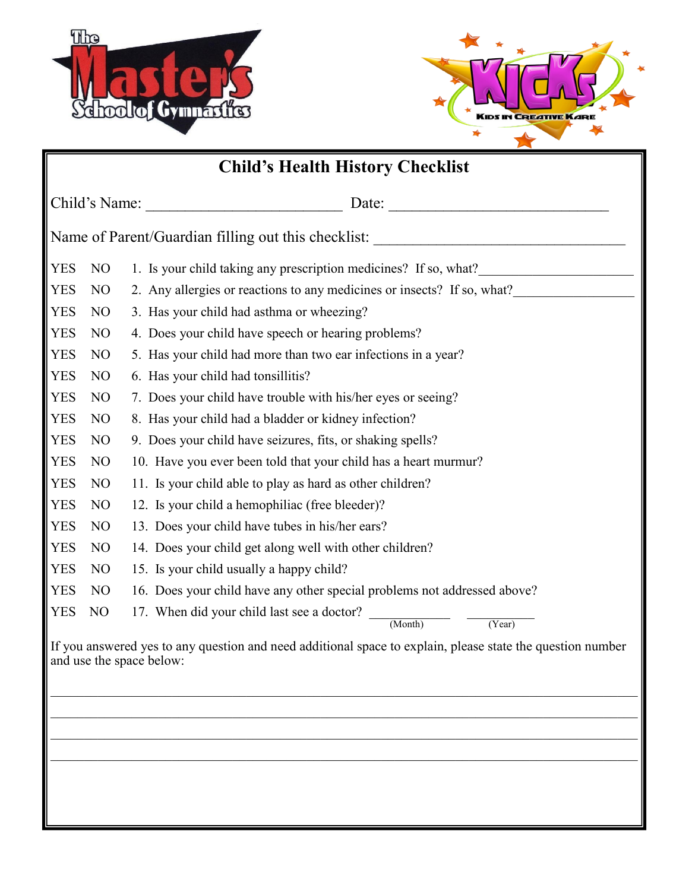The Master's School of Gymnastics

KICKS — Kids in Creative Kare

# Child's Health History Checklist

Child's Name: ________________________ Date: ____________________________

Name of Parent/Guardian filling out this checklist: ________________________________

YES NO 1. Is your child taking any prescription medicines? If so, what?______________________

YES NO 2. Any allergies or reactions to any medicines or insects? If so, what?_________________

YES NO 3. Has your child had asthma or wheezing?

YES NO 4. Does your child have speech or hearing problems?

YES NO 5. Has your child had more than two ear infections in a year?

YES NO 6. Has your child had tonsillitis?

YES NO 7. Does your child have trouble with his/her eyes or seeing?

YES NO 8. Has your child had a bladder or kidney infection?

YES NO 9. Does your child have seizures, fits, or shaking spells?

YES NO 10. Have you ever been told that your child has a heart murmur?

YES NO 11. Is your child able to play as hard as other children?

YES NO 12. Is your child a hemophiliac (free bleeder)?

YES NO 13. Does your child have tubes in his/her ears?

YES NO 14. Does your child get along well with other children?

YES NO 15. Is your child usually a happy child?

YES NO 16. Does your child have any other special problems not addressed above?

YES NO 17. When did your child last see a doctor? ____________ (Month) __________ (Year)

If you answered yes to any question and need additional space to explain, please state the question number and use the space below:

_____________________________________________________________________________

_____________________________________________________________________________

_____________________________________________________________________________

_____________________________________________________________________________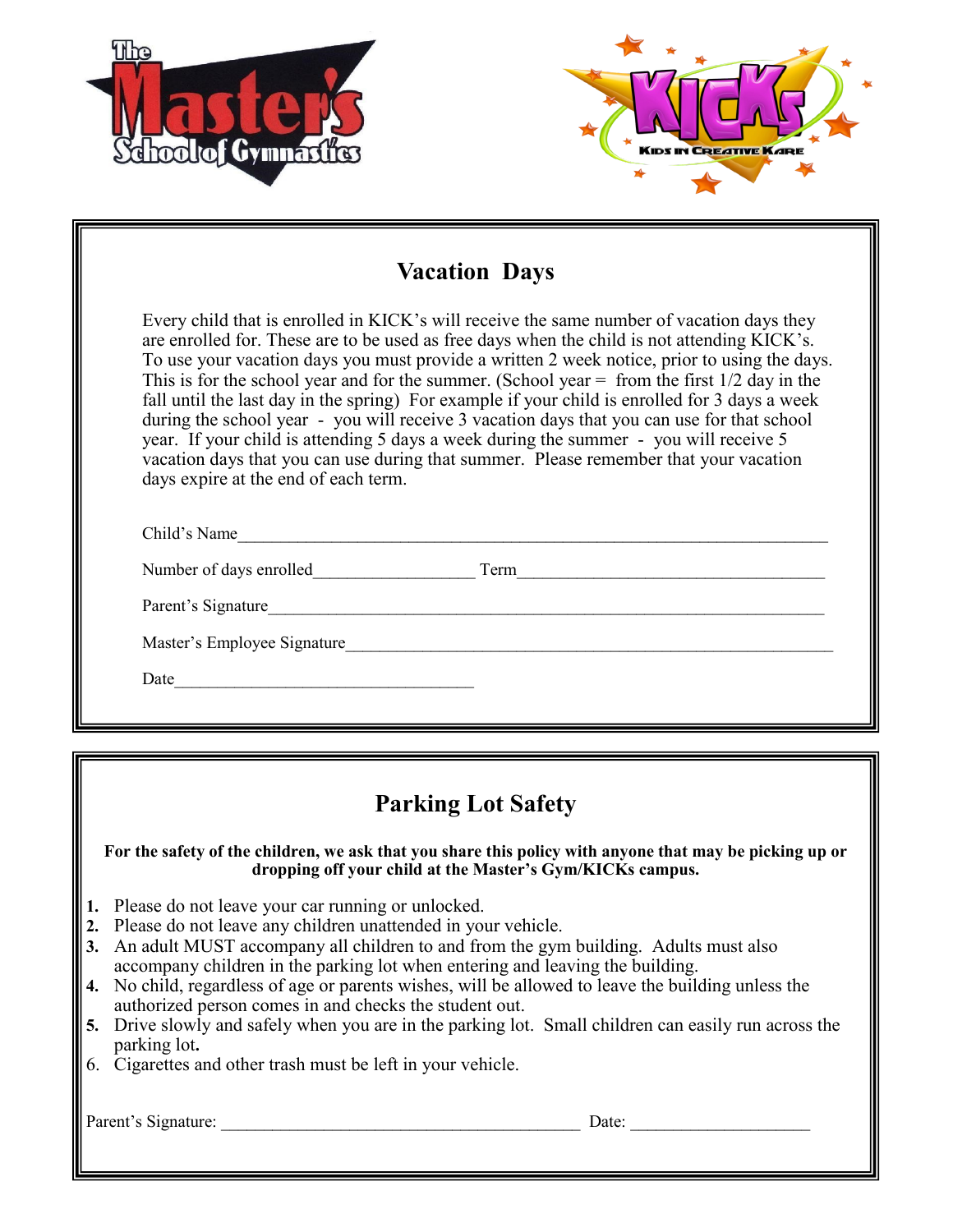The Master's School of Gymnastics

KICKs — Kids in Creative Kare

## Vacation Days

Every child that is enrolled in KICK's will receive the same number of vacation days they are enrolled for. These are to be used as free days when the child is not attending KICK's. To use your vacation days you must provide a written 2 week notice, prior to using the days. This is for the school year and for the summer. (School year = from the first 1/2 day in the fall until the last day in the spring) For example if your child is enrolled for 3 days a week during the school year - you will receive 3 vacation days that you can use for that school year. If your child is attending 5 days a week during the summer - you will receive 5 vacation days that you can use during that summer. Please remember that your vacation days expire at the end of each term.

Child's Name_______________________________________________

Number of days enrolled_______________ Term___________________________

Parent's Signature___________________________________________

Master's Employee Signature_____________________________________

Date___________________________

## Parking Lot Safety

**For the safety of the children, we ask that you share this policy with anyone that may be picking up or dropping off your child at the Master's Gym/KICKs campus.**

1. Please do not leave your car running or unlocked.
2. Please do not leave any children unattended in your vehicle.
3. An adult MUST accompany all children to and from the gym building. Adults must also accompany children in the parking lot when entering and leaving the building.
4. No child, regardless of age or parents wishes, will be allowed to leave the building unless the authorized person comes in and checks the student out.
5. Drive slowly and safely when you are in the parking lot. Small children can easily run across the parking lot.
6. Cigarettes and other trash must be left in your vehicle.

Parent's Signature: ________________________________ Date: ________________